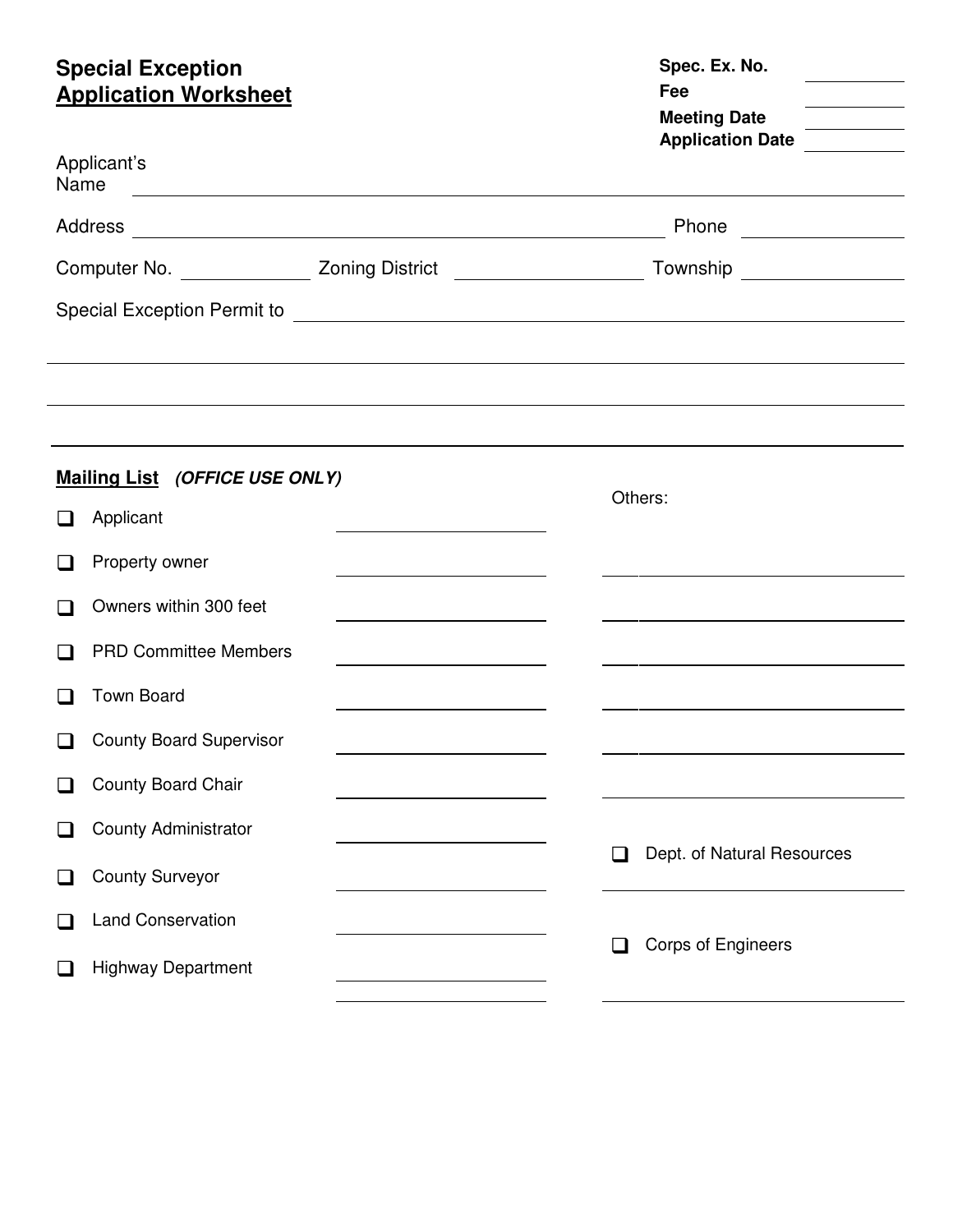# Special Exception
## Application Worksheet

**Spec. Ex. No.** ______________

**Fee** ______________

**Meeting Date** ______________

**Application Date** ______________

Applicant's Name ________________________________________________

Address ________________________________________ Phone ______________

Computer No. ____________ Zoning District ______________ Township ______________

Special Exception Permit to ________________________________________________

________________________________________________________________

________________________________________________________________

---

**Mailing List** ***(OFFICE USE ONLY)***

- ☐ Applicant ______________
- ☐ Property owner ______________
- ☐ Owners within 300 feet ______________
- ☐ PRD Committee Members ______________
- ☐ Town Board ______________
- ☐ County Board Supervisor ______________
- ☐ County Board Chair ______________
- ☐ County Administrator ______________
- ☐ County Surveyor ______________
- ☐ Land Conservation ______________
- ☐ Highway Department ______________

Others:

________________________________

________________________________

________________________________

________________________________

________________________________

________________________________

- ☐ Dept. of Natural Resources ______________
- ☐ Corps of Engineers ______________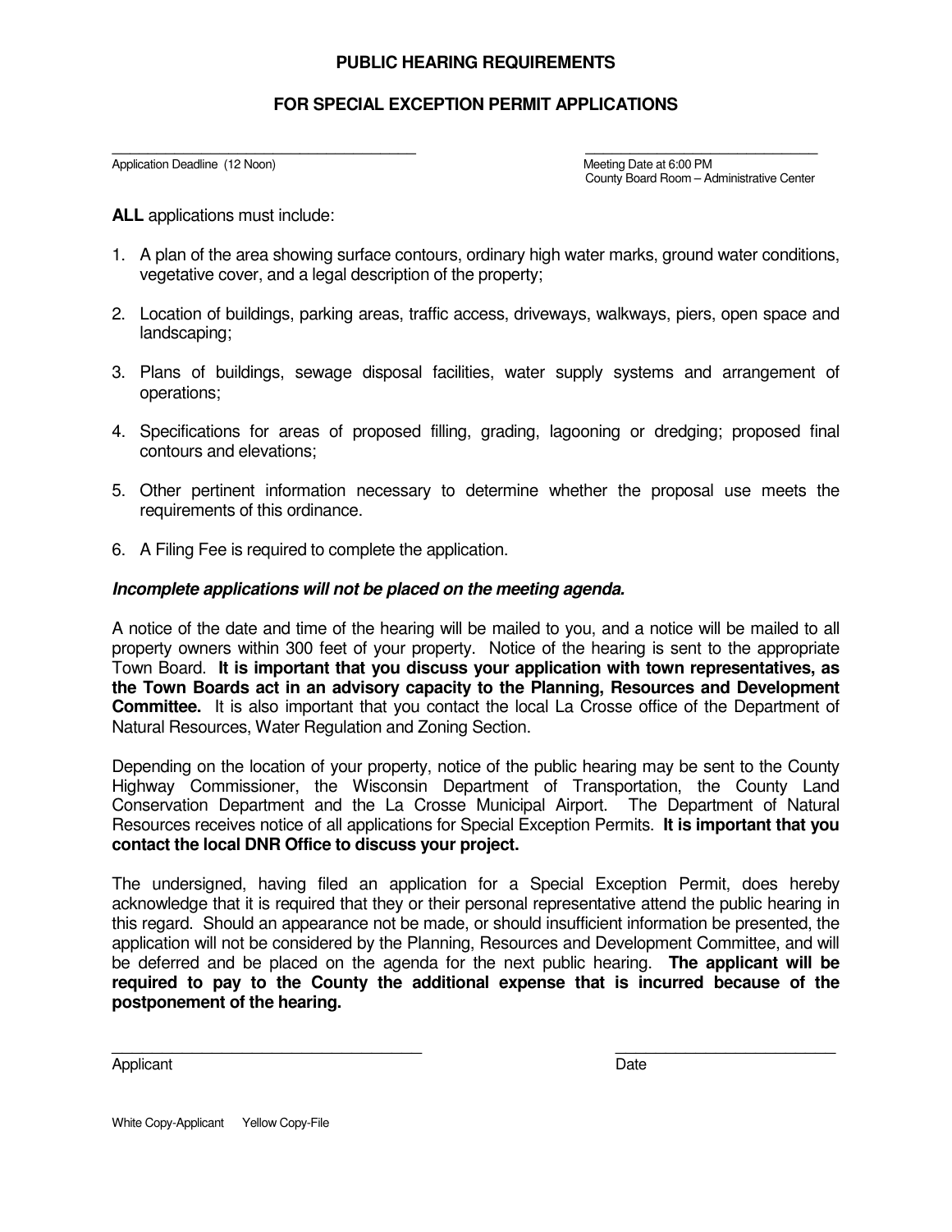# PUBLIC HEARING REQUIREMENTS

## FOR SPECIAL EXCEPTION PERMIT APPLICATIONS

\_\_\_\_\_\_\_\_\_\_\_\_\_\_\_\_\_\_\_\_\_\_\_\_\_\_\_\_\_\_\_\_\_\_\_\_\_\_\_\_ \_\_\_\_\_\_\_\_\_\_\_\_\_\_\_\_\_\_\_\_\_\_\_\_\_\_\_\_\_\_\_\_
Application Deadline (12 Noon) Meeting Date at 6:00 PM
County Board Room – Administrative Center

**ALL** applications must include:

1. A plan of the area showing surface contours, ordinary high water marks, ground water conditions, vegetative cover, and a legal description of the property;

2. Location of buildings, parking areas, traffic access, driveways, walkways, piers, open space and landscaping;

3. Plans of buildings, sewage disposal facilities, water supply systems and arrangement of operations;

4. Specifications for areas of proposed filling, grading, lagooning or dredging; proposed final contours and elevations;

5. Other pertinent information necessary to determine whether the proposal use meets the requirements of this ordinance.

6. A Filing Fee is required to complete the application.

***Incomplete applications will not be placed on the meeting agenda.***

A notice of the date and time of the hearing will be mailed to you, and a notice will be mailed to all property owners within 300 feet of your property. Notice of the hearing is sent to the appropriate Town Board. **It is important that you discuss your application with town representatives, as the Town Boards act in an advisory capacity to the Planning, Resources and Development Committee.** It is also important that you contact the local La Crosse office of the Department of Natural Resources, Water Regulation and Zoning Section.

Depending on the location of your property, notice of the public hearing may be sent to the County Highway Commissioner, the Wisconsin Department of Transportation, the County Land Conservation Department and the La Crosse Municipal Airport. The Department of Natural Resources receives notice of all applications for Special Exception Permits. **It is important that you contact the local DNR Office to discuss your project.**

The undersigned, having filed an application for a Special Exception Permit, does hereby acknowledge that it is required that they or their personal representative attend the public hearing in this regard. Should an appearance not be made, or should insufficient information be presented, the application will not be considered by the Planning, Resources and Development Committee, and will be deferred and be placed on the agenda for the next public hearing. **The applicant will be required to pay to the County the additional expense that is incurred because of the postponement of the hearing.**

\_\_\_\_\_\_\_\_\_\_\_\_\_\_\_\_\_\_\_\_\_\_\_\_\_\_\_\_\_\_\_\_\_\_\_\_\_\_\_\_ \_\_\_\_\_\_\_\_\_\_\_\_\_\_\_\_\_\_\_\_\_\_\_\_\_\_\_\_\_\_
Applicant Date

White Copy-Applicant Yellow Copy-File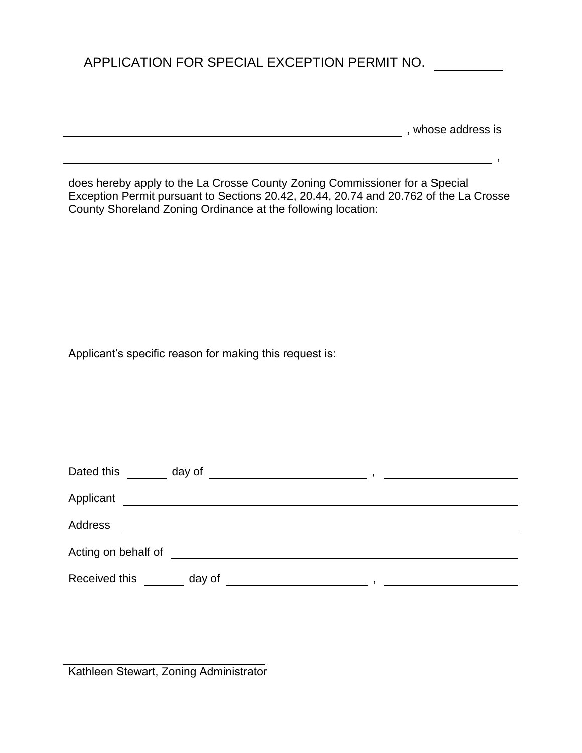# APPLICATION FOR SPECIAL EXCEPTION PERMIT NO. __________

______________________________________________________ , whose address is

______________________________________________________________ ,

does hereby apply to the La Crosse County Zoning Commissioner for a Special Exception Permit pursuant to Sections 20.42, 20.44, 20.74 and 20.762 of the La Crosse County Shoreland Zoning Ordinance at the following location:

Applicant's specific reason for making this request is:

Dated this ______ day of ______________________ , ____________________

Applicant ______________________________________________________

Address ______________________________________________________

Acting on behalf of _______________________________________________

Received this ______ day of ____________________ , ____________________

______________________________
Kathleen Stewart, Zoning Administrator